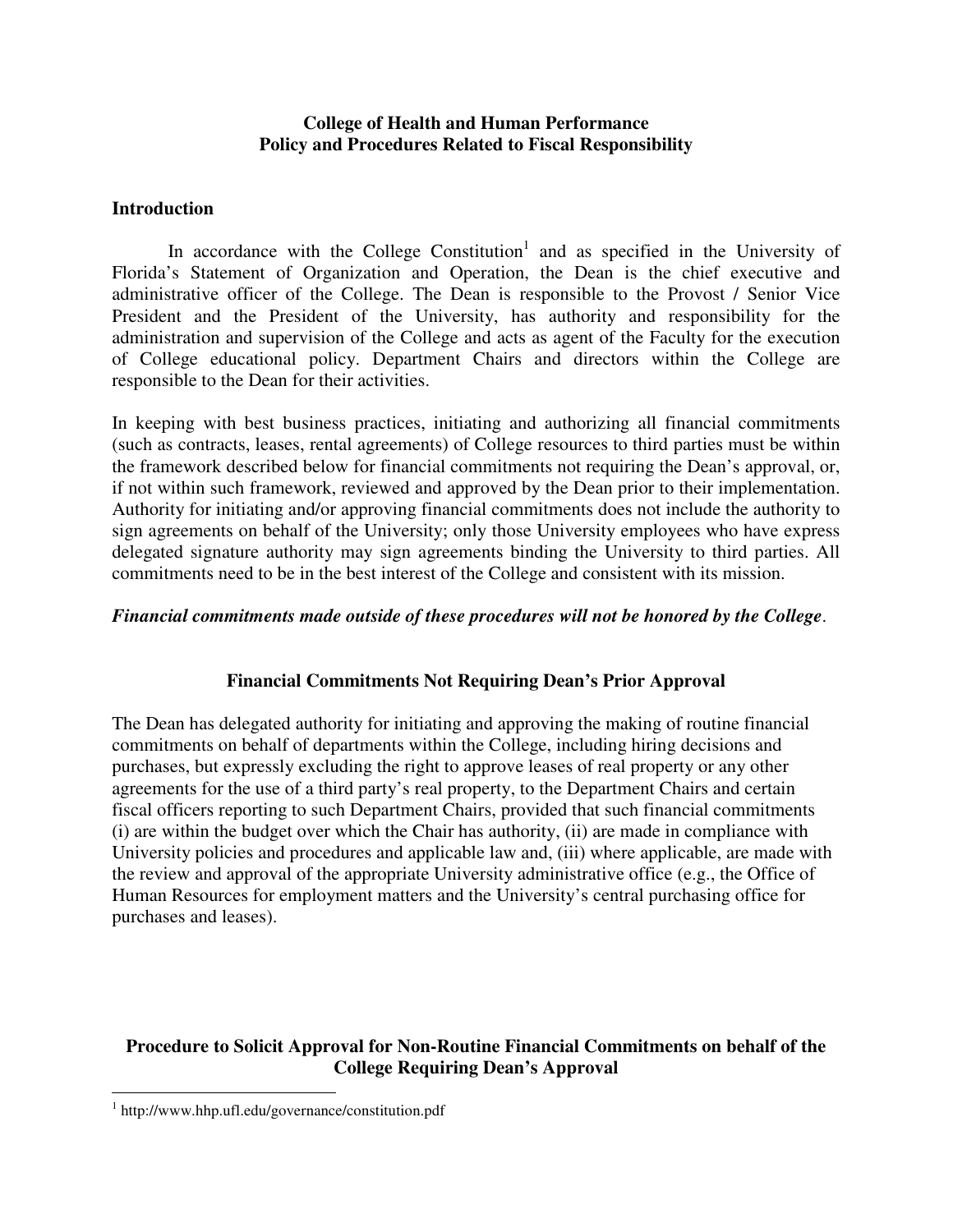**College of Health and Human Performance**
**Policy and Procedures Related to Fiscal Responsibility**

## Introduction

In accordance with the College Constitution[1] and as specified in the University of Florida's Statement of Organization and Operation, the Dean is the chief executive and administrative officer of the College. The Dean is responsible to the Provost / Senior Vice President and the President of the University, has authority and responsibility for the administration and supervision of the College and acts as agent of the Faculty for the execution of College educational policy. Department Chairs and directors within the College are responsible to the Dean for their activities.

In keeping with best business practices, initiating and authorizing all financial commitments (such as contracts, leases, rental agreements) of College resources to third parties must be within the framework described below for financial commitments not requiring the Dean's approval, or, if not within such framework, reviewed and approved by the Dean prior to their implementation. Authority for initiating and/or approving financial commitments does not include the authority to sign agreements on behalf of the University; only those University employees who have express delegated signature authority may sign agreements binding the University to third parties. All commitments need to be in the best interest of the College and consistent with its mission.

***Financial commitments made outside of these procedures will not be honored by the College***.

## Financial Commitments Not Requiring Dean's Prior Approval

The Dean has delegated authority for initiating and approving the making of routine financial commitments on behalf of departments within the College, including hiring decisions and purchases, but expressly excluding the right to approve leases of real property or any other agreements for the use of a third party's real property, to the Department Chairs and certain fiscal officers reporting to such Department Chairs, provided that such financial commitments (i) are within the budget over which the Chair has authority, (ii) are made in compliance with University policies and procedures and applicable law and, (iii) where applicable, are made with the review and approval of the appropriate University administrative office (e.g., the Office of Human Resources for employment matters and the University's central purchasing office for purchases and leases).

## Procedure to Solicit Approval for Non-Routine Financial Commitments on behalf of the College Requiring Dean's Approval

[1] http://www.hhp.ufl.edu/governance/constitution.pdf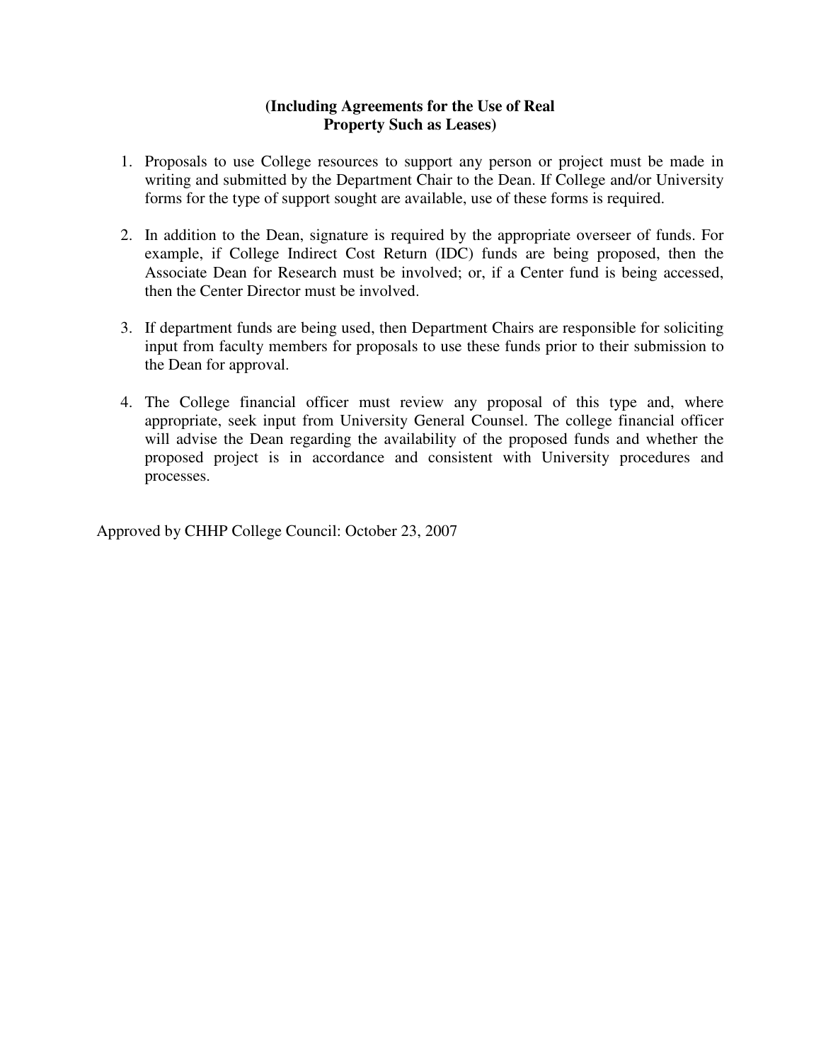**(Including Agreements for the Use of Real Property Such as Leases)**

1. Proposals to use College resources to support any person or project must be made in writing and submitted by the Department Chair to the Dean. If College and/or University forms for the type of support sought are available, use of these forms is required.

2. In addition to the Dean, signature is required by the appropriate overseer of funds. For example, if College Indirect Cost Return (IDC) funds are being proposed, then the Associate Dean for Research must be involved; or, if a Center fund is being accessed, then the Center Director must be involved.

3. If department funds are being used, then Department Chairs are responsible for soliciting input from faculty members for proposals to use these funds prior to their submission to the Dean for approval.

4. The College financial officer must review any proposal of this type and, where appropriate, seek input from University General Counsel. The college financial officer will advise the Dean regarding the availability of the proposed funds and whether the proposed project is in accordance and consistent with University procedures and processes.

Approved by CHHP College Council: October 23, 2007